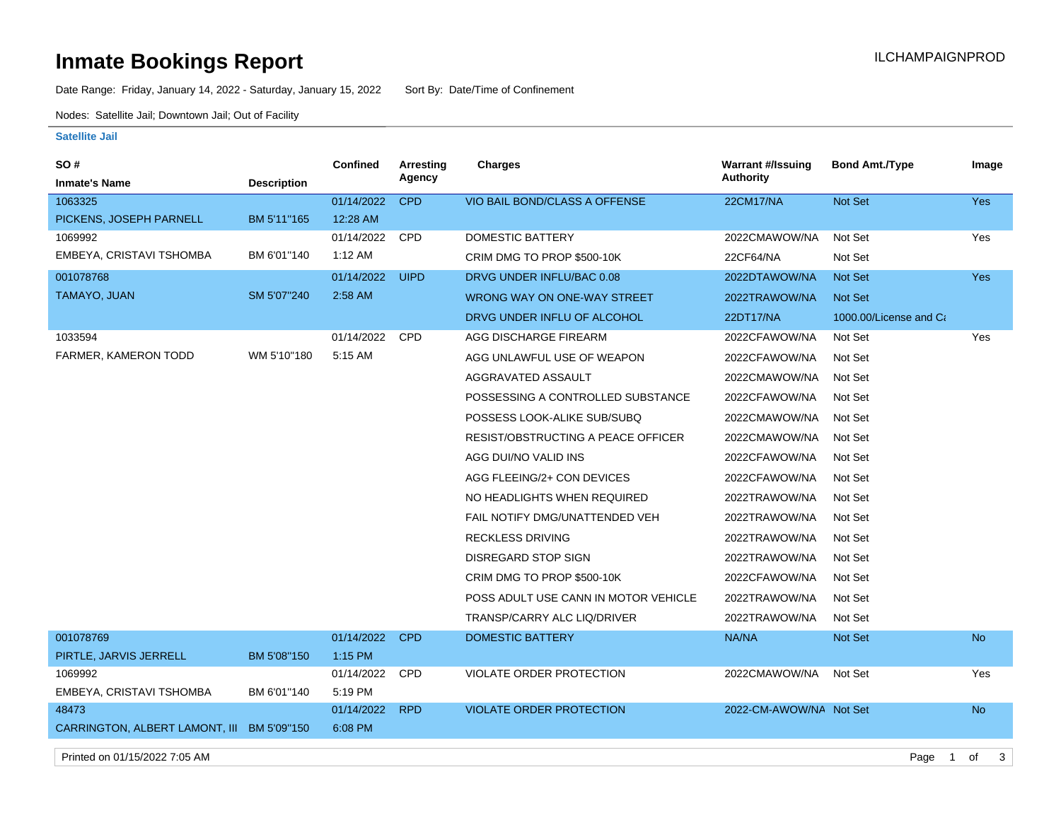# Inmate Bookings Report

ILCHAMPAIGNPROD

Date Range: Friday, January 14, 2022 - Saturday, January 15, 2022    Sort By: Date/Time of Confinement

Nodes: Satellite Jail; Downtown Jail; Out of Facility

**Satellite Jail**

| SO # / Inmate's Name | Description | Confined | Arresting Agency | Charges | Warrant #/Issuing Authority | Bond Amt./Type | Image |
|---|---|---|---|---|---|---|---|
| 1063325 PICKENS, JOSEPH PARNELL | BM 5'11"165 | 01/14/2022 12:28 AM | CPD | VIO BAIL BOND/CLASS A OFFENSE | 22CM17/NA | Not Set | Yes |
| 1069992 EMBEYA, CRISTAVI TSHOMBA | BM 6'01"140 | 01/14/2022 1:12 AM | CPD | DOMESTIC BATTERY | 2022CMAWOW/NA | Not Set | Yes |
| | | | | CRIM DMG TO PROP $500-10K | 22CF64/NA | Not Set | |
| 001078768 TAMAYO, JUAN | SM 5'07"240 | 01/14/2022 2:58 AM | UIPD | DRVG UNDER INFLU/BAC 0.08 | 2022DTAWOW/NA | Not Set | Yes |
| | | | | WRONG WAY ON ONE-WAY STREET | 2022TRAWOW/NA | Not Set | |
| | | | | DRVG UNDER INFLU OF ALCOHOL | 22DT17/NA | 1000.00/License and Ca | |
| 1033594 FARMER, KAMERON TODD | WM 5'10"180 | 01/14/2022 5:15 AM | CPD | AGG DISCHARGE FIREARM | 2022CFAWOW/NA | Not Set | Yes |
| | | | | AGG UNLAWFUL USE OF WEAPON | 2022CFAWOW/NA | Not Set | |
| | | | | AGGRAVATED ASSAULT | 2022CMAWOW/NA | Not Set | |
| | | | | POSSESSING A CONTROLLED SUBSTANCE | 2022CFAWOW/NA | Not Set | |
| | | | | POSSESS LOOK-ALIKE SUB/SUBQ | 2022CMAWOW/NA | Not Set | |
| | | | | RESIST/OBSTRUCTING A PEACE OFFICER | 2022CMAWOW/NA | Not Set | |
| | | | | AGG DUI/NO VALID INS | 2022CFAWOW/NA | Not Set | |
| | | | | AGG FLEEING/2+ CON DEVICES | 2022CFAWOW/NA | Not Set | |
| | | | | NO HEADLIGHTS WHEN REQUIRED | 2022TRAWOW/NA | Not Set | |
| | | | | FAIL NOTIFY DMG/UNATTENDED VEH | 2022TRAWOW/NA | Not Set | |
| | | | | RECKLESS DRIVING | 2022TRAWOW/NA | Not Set | |
| | | | | DISREGARD STOP SIGN | 2022TRAWOW/NA | Not Set | |
| | | | | CRIM DMG TO PROP $500-10K | 2022CFAWOW/NA | Not Set | |
| | | | | POSS ADULT USE CANN IN MOTOR VEHICLE | 2022TRAWOW/NA | Not Set | |
| | | | | TRANSP/CARRY ALC LIQ/DRIVER | 2022TRAWOW/NA | Not Set | |
| 001078769 PIRTLE, JARVIS JERRELL | BM 5'08"150 | 01/14/2022 1:15 PM | CPD | DOMESTIC BATTERY | NA/NA | Not Set | No |
| 1069992 EMBEYA, CRISTAVI TSHOMBA | BM 6'01"140 | 01/14/2022 5:19 PM | CPD | VIOLATE ORDER PROTECTION | 2022CMAWOW/NA | Not Set | Yes |
| 48473 CARRINGTON, ALBERT LAMONT, III | BM 5'09"150 | 01/14/2022 6:08 PM | RPD | VIOLATE ORDER PROTECTION | 2022-CM-AWOW/NA | Not Set | No |

Printed on 01/15/2022 7:05 AM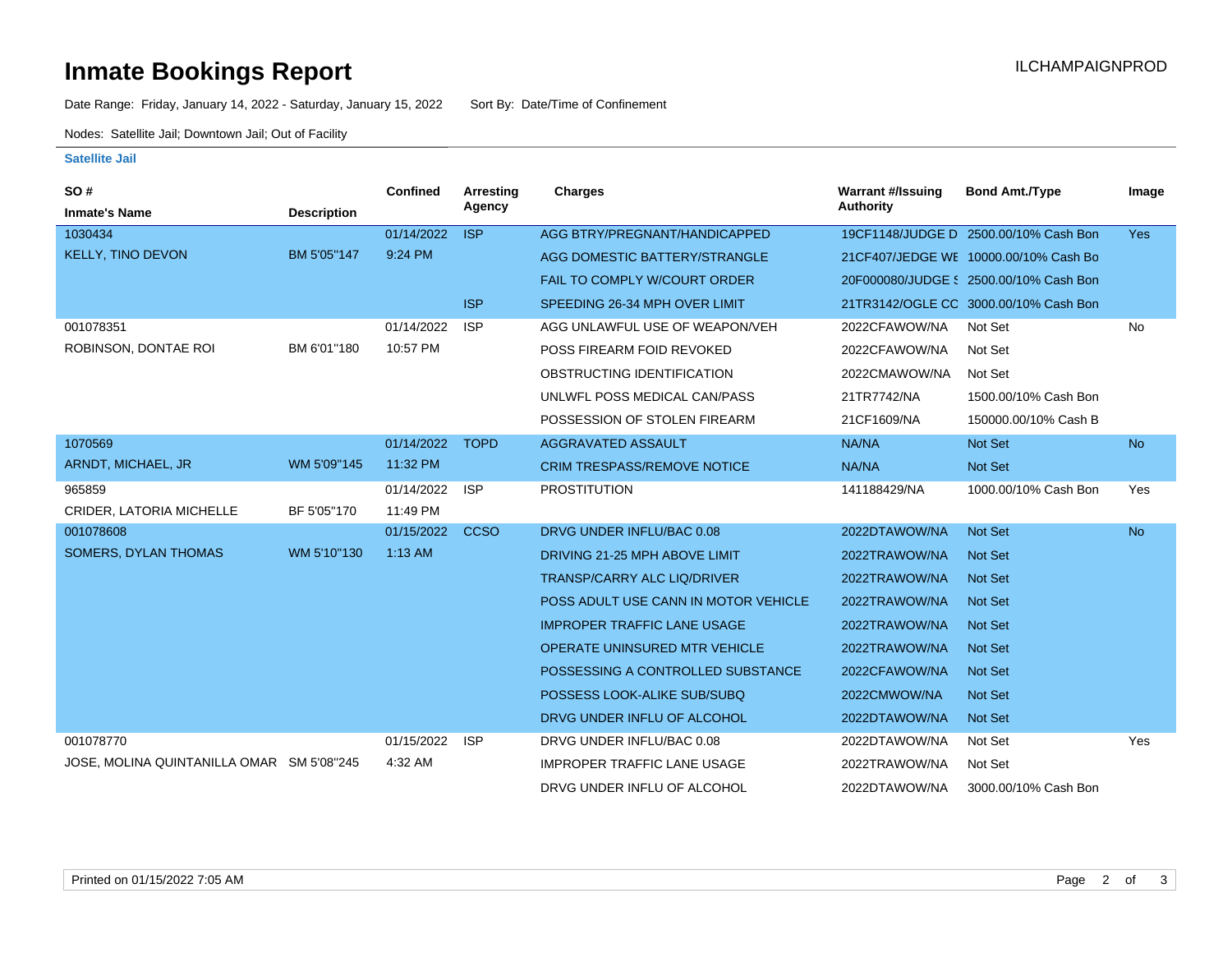# Inmate Bookings Report

ILCHAMPAIGNPROD

Date Range: Friday, January 14, 2022 - Saturday, January 15, 2022    Sort By: Date/Time of Confinement

Nodes: Satellite Jail; Downtown Jail; Out of Facility

### Satellite Jail

| SO # / Inmate's Name | Description | Confined | Arresting Agency | Charges | Warrant #/Issuing Authority | Bond Amt./Type | Image |
|---|---|---|---|---|---|---|---|
| 1030434 | | 01/14/2022 | ISP | AGG BTRY/PREGNANT/HANDICAPPED | 19CF1148/JUDGE D | 2500.00/10% Cash Bon | Yes |
| KELLY, TINO DEVON | BM 5'05"147 | 9:24 PM | | AGG DOMESTIC BATTERY/STRANGLE | 21CF407/JEDGE WE | 10000.00/10% Cash Bo | |
| | | | | FAIL TO COMPLY W/COURT ORDER | 20F000080/JUDGE S | 2500.00/10% Cash Bon | |
| | | | ISP | SPEEDING 26-34 MPH OVER LIMIT | 21TR3142/OGLE CC | 3000.00/10% Cash Bon | |
| 001078351 | | 01/14/2022 | ISP | AGG UNLAWFUL USE OF WEAPON/VEH | 2022CFAWOW/NA | Not Set | No |
| ROBINSON, DONTAE ROI | BM 6'01"180 | 10:57 PM | | POSS FIREARM FOID REVOKED | 2022CFAWOW/NA | Not Set | |
| | | | | OBSTRUCTING IDENTIFICATION | 2022CMAWOW/NA | Not Set | |
| | | | | UNLWFL POSS MEDICAL CAN/PASS | 21TR7742/NA | 1500.00/10% Cash Bon | |
| | | | | POSSESSION OF STOLEN FIREARM | 21CF1609/NA | 150000.00/10% Cash B | |
| 1070569 | | 01/14/2022 | TOPD | AGGRAVATED ASSAULT | NA/NA | Not Set | No |
| ARNDT, MICHAEL, JR | WM 5'09"145 | 11:32 PM | | CRIM TRESPASS/REMOVE NOTICE | NA/NA | Not Set | |
| 965859 | | 01/14/2022 | ISP | PROSTITUTION | 141188429/NA | 1000.00/10% Cash Bon | Yes |
| CRIDER, LATORIA MICHELLE | BF 5'05"170 | 11:49 PM | | | | | |
| 001078608 | | 01/15/2022 | CCSO | DRVG UNDER INFLU/BAC 0.08 | 2022DTAWOW/NA | Not Set | No |
| SOMERS, DYLAN THOMAS | WM 5'10"130 | 1:13 AM | | DRIVING 21-25 MPH ABOVE LIMIT | 2022TRAWOW/NA | Not Set | |
| | | | | TRANSP/CARRY ALC LIQ/DRIVER | 2022TRAWOW/NA | Not Set | |
| | | | | POSS ADULT USE CANN IN MOTOR VEHICLE | 2022TRAWOW/NA | Not Set | |
| | | | | IMPROPER TRAFFIC LANE USAGE | 2022TRAWOW/NA | Not Set | |
| | | | | OPERATE UNINSURED MTR VEHICLE | 2022TRAWOW/NA | Not Set | |
| | | | | POSSESSING A CONTROLLED SUBSTANCE | 2022CFAWOW/NA | Not Set | |
| | | | | POSSESS LOOK-ALIKE SUB/SUBQ | 2022CMWOW/NA | Not Set | |
| | | | | DRVG UNDER INFLU OF ALCOHOL | 2022DTAWOW/NA | Not Set | |
| 001078770 | | 01/15/2022 | ISP | DRVG UNDER INFLU/BAC 0.08 | 2022DTAWOW/NA | Not Set | Yes |
| JOSE, MOLINA QUINTANILLA OMAR | SM 5'08"245 | 4:32 AM | | IMPROPER TRAFFIC LANE USAGE | 2022TRAWOW/NA | Not Set | |
| | | | | DRVG UNDER INFLU OF ALCOHOL | 2022DTAWOW/NA | 3000.00/10% Cash Bon | |

Printed on 01/15/2022 7:05 AM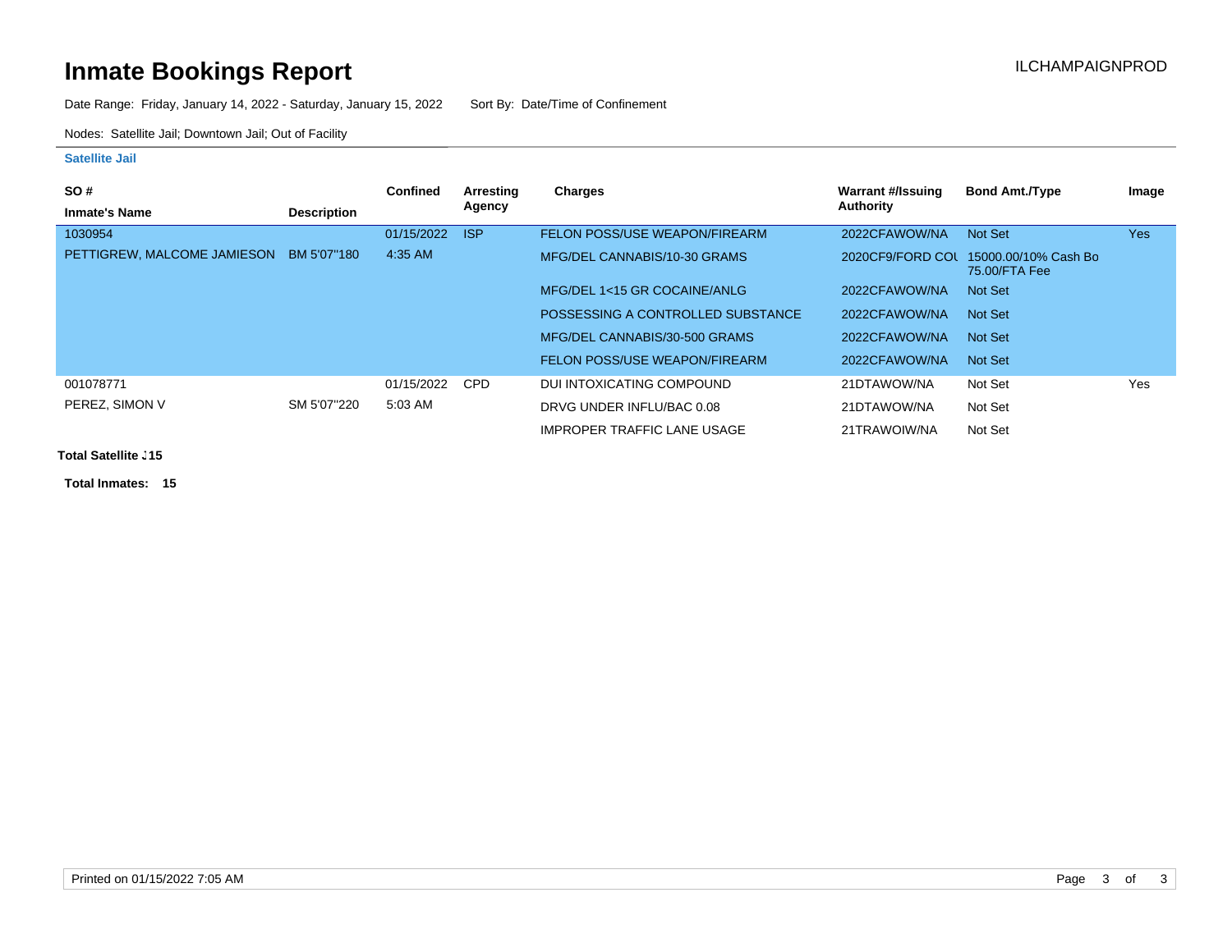# Inmate Bookings Report

ILCHAMPAIGNPROD

Date Range: Friday, January 14, 2022 - Saturday, January 15, 2022 Sort By: Date/Time of Confinement

Nodes: Satellite Jail; Downtown Jail; Out of Facility

### Satellite Jail

| SO # / Inmate's Name | Description | Confined | Arresting Agency | Charges | Warrant #/Issuing Authority | Bond Amt./Type | Image |
|---|---|---|---|---|---|---|---|
| 1030954 | | 01/15/2022 | ISP | FELON POSS/USE WEAPON/FIREARM | 2022CFAWOW/NA | Not Set | Yes |
| PETTIGREW, MALCOME JAMIESON | BM 5'07"180 | 4:35 AM | | MFG/DEL CANNABIS/10-30 GRAMS | 2020CF9/FORD COU | 15000.00/10% Cash Bo 75.00/FTA Fee | |
| | | | | MFG/DEL 1<15 GR COCAINE/ANLG | 2022CFAWOW/NA | Not Set | |
| | | | | POSSESSING A CONTROLLED SUBSTANCE | 2022CFAWOW/NA | Not Set | |
| | | | | MFG/DEL CANNABIS/30-500 GRAMS | 2022CFAWOW/NA | Not Set | |
| | | | | FELON POSS/USE WEAPON/FIREARM | 2022CFAWOW/NA | Not Set | |
| 001078771 | | 01/15/2022 | CPD | DUI INTOXICATING COMPOUND | 21DTAWOW/NA | Not Set | Yes |
| PEREZ, SIMON V | SM 5'07"220 | 5:03 AM | | DRVG UNDER INFLU/BAC 0.08 | 21DTAWOW/NA | Not Set | |
| | | | | IMPROPER TRAFFIC LANE USAGE | 21TRAWOIW/NA | Not Set | |

**Total Satellite J 15**

**Total Inmates: 15**

Printed on 01/15/2022 7:05 AM